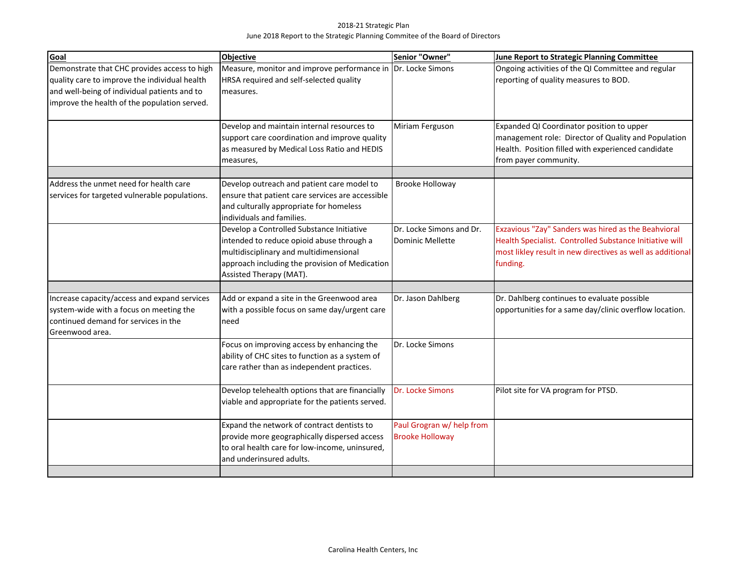2018-21 Strategic Plan

June 2018 Report to the Strategic Planning Commitee of the Board of Directors

| Goal | Objective | Senior "Owner" | June Report to Strategic Planning Committee |
|---|---|---|---|
| Demonstrate that CHC provides access to high quality care to improve the individual health and well-being of individual patients and to improve the health of the population served. | Measure, monitor and improve performance in HRSA required and self-selected quality measures. | Dr. Locke Simons | Ongoing activities of the QI Committee and regular reporting of quality measures to BOD. |
| | Develop and maintain internal resources to support care coordination and improve quality as measured by Medical Loss Ratio and HEDIS measures, | Miriam Ferguson | Expanded QI Coordinator position to upper management role: Director of Quality and Population Health. Position filled with experienced candidate from payer community. |
| | | | |
| Address the unmet need for health care services for targeted vulnerable populations. | Develop outreach and patient care model to ensure that patient care services are accessible and culturally appropriate for homeless individuals and families. | Brooke Holloway | |
| | Develop a Controlled Substance Initiative intended to reduce opioid abuse through a multidisciplinary and multidimensional approach including the provision of Medication Assisted Therapy (MAT). | Dr. Locke Simons and Dr. Dominic Mellette | Exzavious "Zay" Sanders was hired as the Beahvioral Health Specialist. Controlled Substance Initiative will most likley result in new directives as well as additional funding. |
| | | | |
| Increase capacity/access and expand services system-wide with a focus on meeting the continued demand for services in the Greenwood area. | Add or expand a site in the Greenwood area with a possible focus on same day/urgent care need | Dr. Jason Dahlberg | Dr. Dahlberg continues to evaluate possible opportunities for a same day/clinic overflow location. |
| | Focus on improving access by enhancing the ability of CHC sites to function as a system of care rather than as independent practices. | Dr. Locke Simons | |
| | Develop telehealth options that are financially viable and appropriate for the patients served. | Dr. Locke Simons | Pilot site for VA program for PTSD. |
| | Expand the network of contract dentists to provide more geographically dispersed access to oral health care for low-income, uninsured, and underinsured adults. | Paul Grogran w/ help from Brooke Holloway | |
| | | | |

Carolina Health Centers, Inc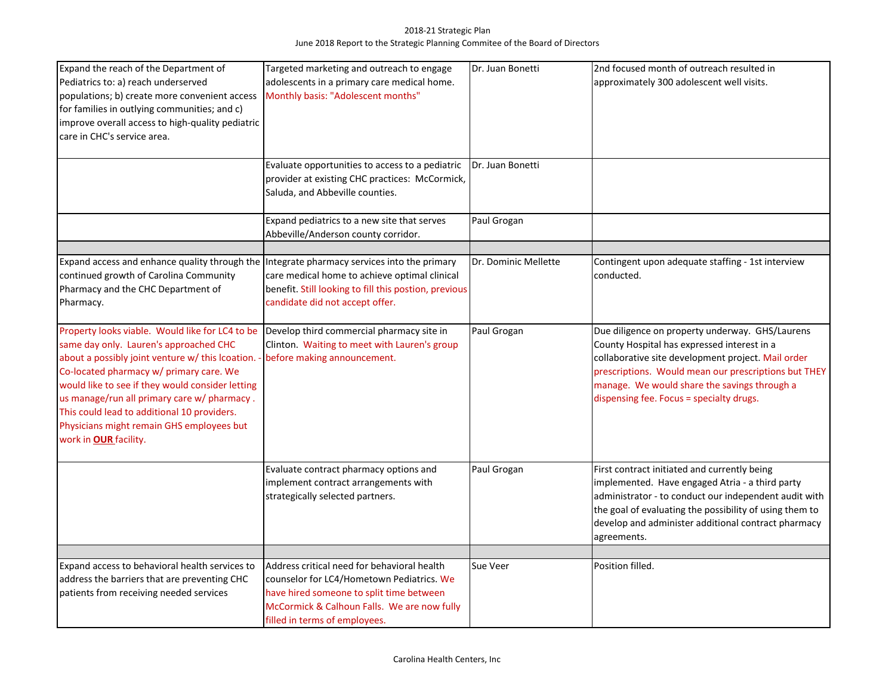| | | | |
|---|---|---|---|
| Expand the reach of the Department of Pediatrics to: a) reach underserved populations; b) create more convenient access for families in outlying communities; and c) improve overall access to high-quality pediatric care in CHC's service area. | Targeted marketing and outreach to engage adolescents in a primary care medical home. Monthly basis: "Adolescent months" | Dr. Juan Bonetti | 2nd focused month of outreach resulted in approximately 300 adolescent well visits. |
| | Evaluate opportunities to access to a pediatric provider at existing CHC practices: McCormick, Saluda, and Abbeville counties. | Dr. Juan Bonetti | |
| | Expand pediatrics to a new site that serves Abbeville/Anderson county corridor. | Paul Grogan | |
| | | | |
| Expand access and enhance quality through the continued growth of Carolina Community Pharmacy and the CHC Department of Pharmacy. | Integrate pharmacy services into the primary care medical home to achieve optimal clinical benefit. Still looking to fill this postion, previous candidate did not accept offer. | Dr. Dominic Mellette | Contingent upon adequate staffing - 1st interview conducted. |
| Property looks viable. Would like for LC4 to be same day only. Lauren's approached CHC about a possibly joint venture w/ this lcoation. - Co-located pharmacy w/ primary care. We would like to see if they would consider letting us manage/run all primary care w/ pharmacy . This could lead to additional 10 providers. Physicians might remain GHS employees but work in **OUR** facility. | Develop third commercial pharmacy site in Clinton. Waiting to meet with Lauren's group before making announcement. | Paul Grogan | Due diligence on property underway. GHS/Laurens County Hospital has expressed interest in a collaborative site development project. Mail order prescriptions. Would mean our prescriptions but THEY manage. We would share the savings through a dispensing fee. Focus = specialty drugs. |
| | Evaluate contract pharmacy options and implement contract arrangements with strategically selected partners. | Paul Grogan | First contract initiated and currently being implemented. Have engaged Atria - a third party administrator - to conduct our independent audit with the goal of evaluating the possibility of using them to develop and administer additional contract pharmacy agreements. |
| | | | |
| Expand access to behavioral health services to address the barriers that are preventing CHC patients from receiving needed services | Address critical need for behavioral health counselor for LC4/Hometown Pediatrics. We have hired someone to split time between McCormick & Calhoun Falls. We are now fully filled in terms of employees. | Sue Veer | Position filled. |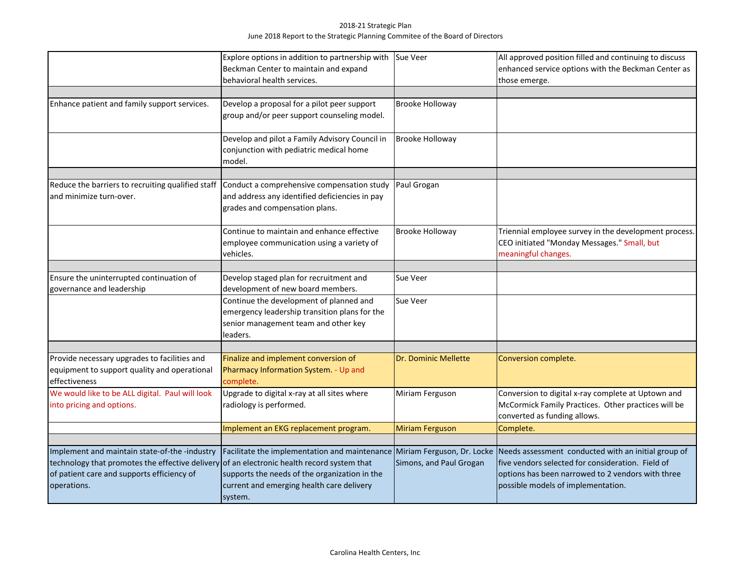| | | | |
|---|---|---|---|
| | Explore options in addition to partnership with Beckman Center to maintain and expand behavioral health services. | Sue Veer | All approved position filled and continuing to discuss enhanced service options with the Beckman Center as those emerge. |
| | | | |
| Enhance patient and family support services. | Develop a proposal for a pilot peer support group and/or peer support counseling model. | Brooke Holloway | |
| | Develop and pilot a Family Advisory Council in conjunction with pediatric medical home model. | Brooke Holloway | |
| | | | |
| Reduce the barriers to recruiting qualified staff and minimize turn-over. | Conduct a comprehensive compensation study and address any identified deficiencies in pay grades and compensation plans. | Paul Grogan | |
| | Continue to maintain and enhance effective employee communication using a variety of vehicles. | Brooke Holloway | Triennial employee survey in the development process. CEO initiated "Monday Messages." Small, but meaningful changes. |
| | | | |
| Ensure the uninterrupted continuation of governance and leadership | Develop staged plan for recruitment and development of new board members. | Sue Veer | |
| | Continue the development of planned and emergency leadership transition plans for the senior management team and other key leaders. | Sue Veer | |
| | | | |
| Provide necessary upgrades to facilities and equipment to support quality and operational effectiveness | Finalize and implement conversion of Pharmacy Information System. - Up and complete. | Dr. Dominic Mellette | Conversion complete. |
| We would like to be ALL digital. Paul will look into pricing and options. | Upgrade to digital x-ray at all sites where radiology is performed. | Miriam Ferguson | Conversion to digital x-ray complete at Uptown and McCormick Family Practices. Other practices will be converted as funding allows. |
| | Implement an EKG replacement program. | Miriam Ferguson | Complete. |
| | | | |
| Implement and maintain state-of-the -industry technology that promotes the effective delivery of patient care and supports efficiency of operations. | Facilitate the implementation and maintenance of an electronic health record system that supports the needs of the organization in the current and emerging health care delivery system. | Miriam Ferguson, Dr. Locke Simons, and Paul Grogan | Needs assessment conducted with an initial group of five vendors selected for consideration. Field of options has been narrowed to 2 vendors with three possible models of implementation. |